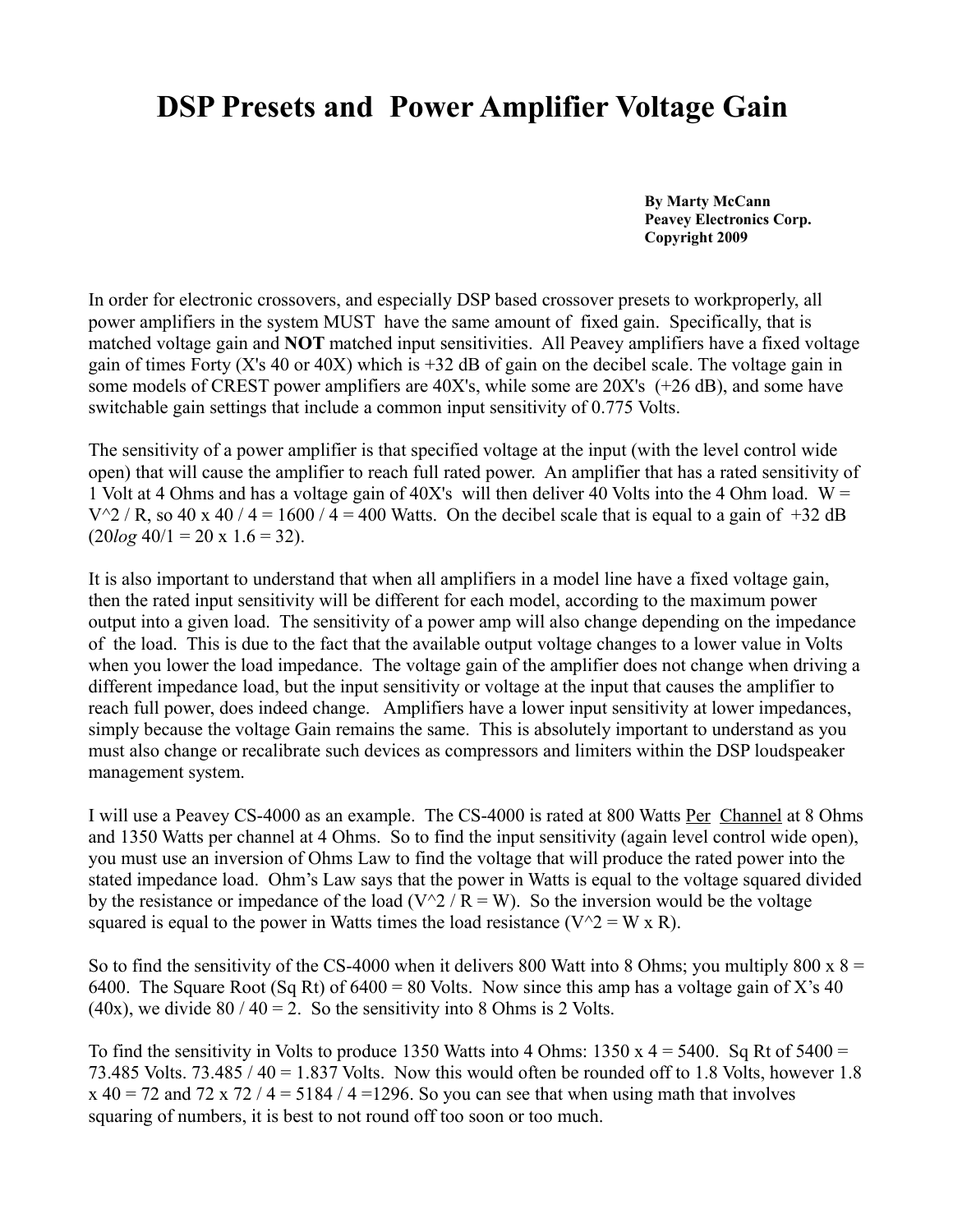# DSP Presets and Power Amplifier Voltage Gain

**By Marty McCann**
**Peavey Electronics Corp.**
**Copyright 2009**

In order for electronic crossovers, and especially DSP based crossover presets to workproperly, all power amplifiers in the system MUST have the same amount of fixed gain. Specifically, that is matched voltage gain and **NOT** matched input sensitivities. All Peavey amplifiers have a fixed voltage gain of times Forty (X's 40 or 40X) which is +32 dB of gain on the decibel scale. The voltage gain in some models of CREST power amplifiers are 40X's, while some are 20X's (+26 dB), and some have switchable gain settings that include a common input sensitivity of 0.775 Volts.

The sensitivity of a power amplifier is that specified voltage at the input (with the level control wide open) that will cause the amplifier to reach full rated power. An amplifier that has a rated sensitivity of 1 Volt at 4 Ohms and has a voltage gain of 40X's will then deliver 40 Volts into the 4 Ohm load. $W = V^2 / R$, so $40 \times 40 / 4 = 1600 / 4 = 400$ Watts. On the decibel scale that is equal to a gain of +32 dB ($20\log 40/1 = 20 \times 1.6 = 32$).

It is also important to understand that when all amplifiers in a model line have a fixed voltage gain, then the rated input sensitivity will be different for each model, according to the maximum power output into a given load. The sensitivity of a power amp will also change depending on the impedance of the load. This is due to the fact that the available output voltage changes to a lower value in Volts when you lower the load impedance. The voltage gain of the amplifier does not change when driving a different impedance load, but the input sensitivity or voltage at the input that causes the amplifier to reach full power, does indeed change. Amplifiers have a lower input sensitivity at lower impedances, simply because the voltage Gain remains the same. This is absolutely important to understand as you must also change or recalibrate such devices as compressors and limiters within the DSP loudspeaker management system.

I will use a Peavey CS-4000 as an example. The CS-4000 is rated at 800 Watts <u>Per</u> <u>Channel</u> at 8 Ohms and 1350 Watts per channel at 4 Ohms. So to find the input sensitivity (again level control wide open), you must use an inversion of Ohms Law to find the voltage that will produce the rated power into the stated impedance load. Ohm's Law says that the power in Watts is equal to the voltage squared divided by the resistance or impedance of the load ($V^2 / R = W$). So the inversion would be the voltage squared is equal to the power in Watts times the load resistance ($V^2 = W \times R$).

So to find the sensitivity of the CS-4000 when it delivers 800 Watt into 8 Ohms; you multiply $800 \times 8 = 6400$. The Square Root (Sq Rt) of 6400 = 80 Volts. Now since this amp has a voltage gain of X's 40 (40x), we divide $80 / 40 = 2$. So the sensitivity into 8 Ohms is 2 Volts.

To find the sensitivity in Volts to produce 1350 Watts into 4 Ohms: $1350 \times 4 = 5400$. Sq Rt of 5400 = 73.485 Volts. $73.485 / 40 = 1.837$ Volts. Now this would often be rounded off to 1.8 Volts, however $1.8 \times 40 = 72$ and $72 \times 72 / 4 = 5184 / 4 = 1296$. So you can see that when using math that involves squaring of numbers, it is best to not round off too soon or too much.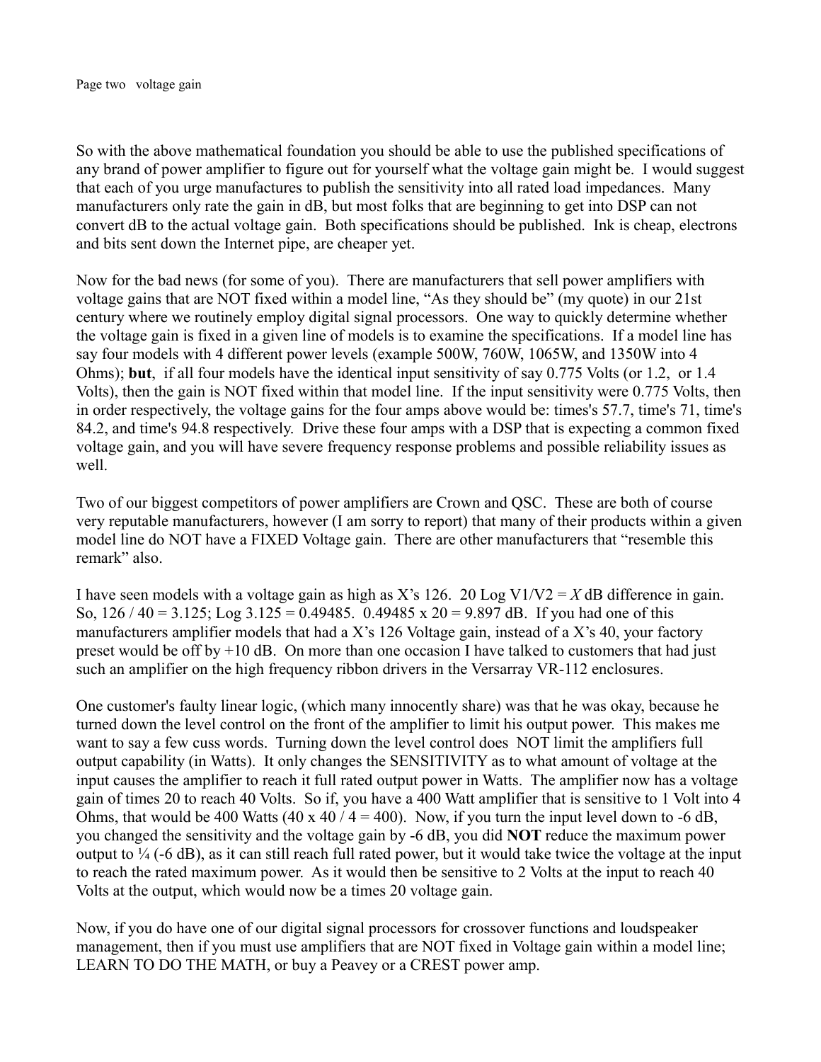So with the above mathematical foundation you should be able to use the published specifications of any brand of power amplifier to figure out for yourself what the voltage gain might be. I would suggest that each of you urge manufactures to publish the sensitivity into all rated load impedances. Many manufacturers only rate the gain in dB, but most folks that are beginning to get into DSP can not convert dB to the actual voltage gain. Both specifications should be published. Ink is cheap, electrons and bits sent down the Internet pipe, are cheaper yet.

Now for the bad news (for some of you). There are manufacturers that sell power amplifiers with voltage gains that are NOT fixed within a model line, "As they should be" (my quote) in our 21st century where we routinely employ digital signal processors. One way to quickly determine whether the voltage gain is fixed in a given line of models is to examine the specifications. If a model line has say four models with 4 different power levels (example 500W, 760W, 1065W, and 1350W into 4 Ohms); **but**, if all four models have the identical input sensitivity of say 0.775 Volts (or 1.2, or 1.4 Volts), then the gain is NOT fixed within that model line. If the input sensitivity were 0.775 Volts, then in order respectively, the voltage gains for the four amps above would be: times's 57.7, time's 71, time's 84.2, and time's 94.8 respectively. Drive these four amps with a DSP that is expecting a common fixed voltage gain, and you will have severe frequency response problems and possible reliability issues as well.

Two of our biggest competitors of power amplifiers are Crown and QSC. These are both of course very reputable manufacturers, however (I am sorry to report) that many of their products within a given model line do NOT have a FIXED Voltage gain. There are other manufacturers that "resemble this remark" also.

I have seen models with a voltage gain as high as X's 126. 20 Log V1/V2 = *X* dB difference in gain. So, 126 / 40 = 3.125; Log 3.125 = 0.49485. 0.49485 x 20 = 9.897 dB. If you had one of this manufacturers amplifier models that had a X's 126 Voltage gain, instead of a X's 40, your factory preset would be off by +10 dB. On more than one occasion I have talked to customers that had just such an amplifier on the high frequency ribbon drivers in the Versarray VR-112 enclosures.

One customer's faulty linear logic, (which many innocently share) was that he was okay, because he turned down the level control on the front of the amplifier to limit his output power. This makes me want to say a few cuss words. Turning down the level control does NOT limit the amplifiers full output capability (in Watts). It only changes the SENSITIVITY as to what amount of voltage at the input causes the amplifier to reach it full rated output power in Watts. The amplifier now has a voltage gain of times 20 to reach 40 Volts. So if, you have a 400 Watt amplifier that is sensitive to 1 Volt into 4 Ohms, that would be 400 Watts (40 x 40 / 4 = 400). Now, if you turn the input level down to -6 dB, you changed the sensitivity and the voltage gain by -6 dB, you did **NOT** reduce the maximum power output to ¼ (-6 dB), as it can still reach full rated power, but it would take twice the voltage at the input to reach the rated maximum power. As it would then be sensitive to 2 Volts at the input to reach 40 Volts at the output, which would now be a times 20 voltage gain.

Now, if you do have one of our digital signal processors for crossover functions and loudspeaker management, then if you must use amplifiers that are NOT fixed in Voltage gain within a model line; LEARN TO DO THE MATH, or buy a Peavey or a CREST power amp.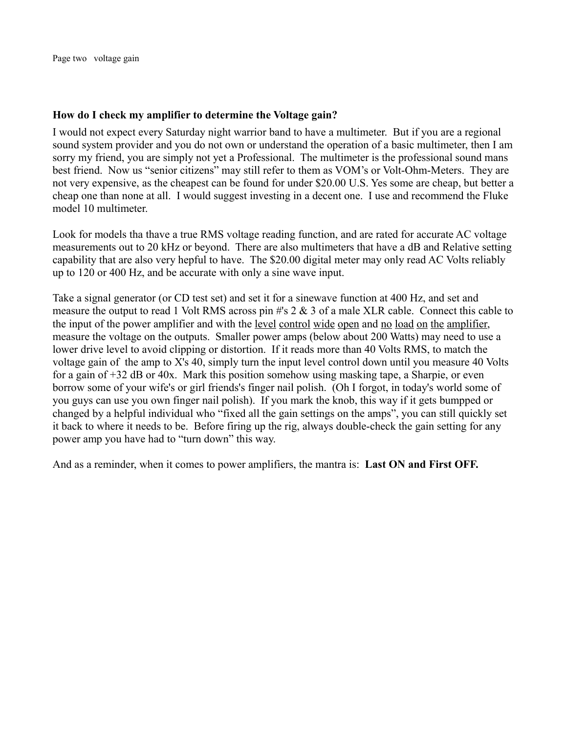**How do I check my amplifier to determine the Voltage gain?**

I would not expect every Saturday night warrior band to have a multimeter. But if you are a regional sound system provider and you do not own or understand the operation of a basic multimeter, then I am sorry my friend, you are simply not yet a Professional. The multimeter is the professional sound mans best friend. Now us "senior citizens" may still refer to them as VOM's or Volt-Ohm-Meters. They are not very expensive, as the cheapest can be found for under $20.00 U.S. Yes some are cheap, but better a cheap one than none at all. I would suggest investing in a decent one. I use and recommend the Fluke model 10 multimeter.

Look for models tha thave a true RMS voltage reading function, and are rated for accurate AC voltage measurements out to 20 kHz or beyond. There are also multimeters that have a dB and Relative setting capability that are also very hepful to have. The $20.00 digital meter may only read AC Volts reliably up to 120 or 400 Hz, and be accurate with only a sine wave input.

Take a signal generator (or CD test set) and set it for a sinewave function at 400 Hz, and set and measure the output to read 1 Volt RMS across pin #'s 2 & 3 of a male XLR cable. Connect this cable to the input of the power amplifier and with the <u>level control wide open</u> and <u>no load on the amplifier</u>, measure the voltage on the outputs. Smaller power amps (below about 200 Watts) may need to use a lower drive level to avoid clipping or distortion. If it reads more than 40 Volts RMS, to match the voltage gain of the amp to X's 40, simply turn the input level control down until you measure 40 Volts for a gain of +32 dB or 40x. Mark this position somehow using masking tape, a Sharpie, or even borrow some of your wife's or girl friends's finger nail polish. (Oh I forgot, in today's world some of you guys can use you own finger nail polish). If you mark the knob, this way if it gets bumpped or changed by a helpful individual who "fixed all the gain settings on the amps", you can still quickly set it back to where it needs to be. Before firing up the rig, always double-check the gain setting for any power amp you have had to "turn down" this way.

And as a reminder, when it comes to power amplifiers, the mantra is: **Last ON and First OFF.**